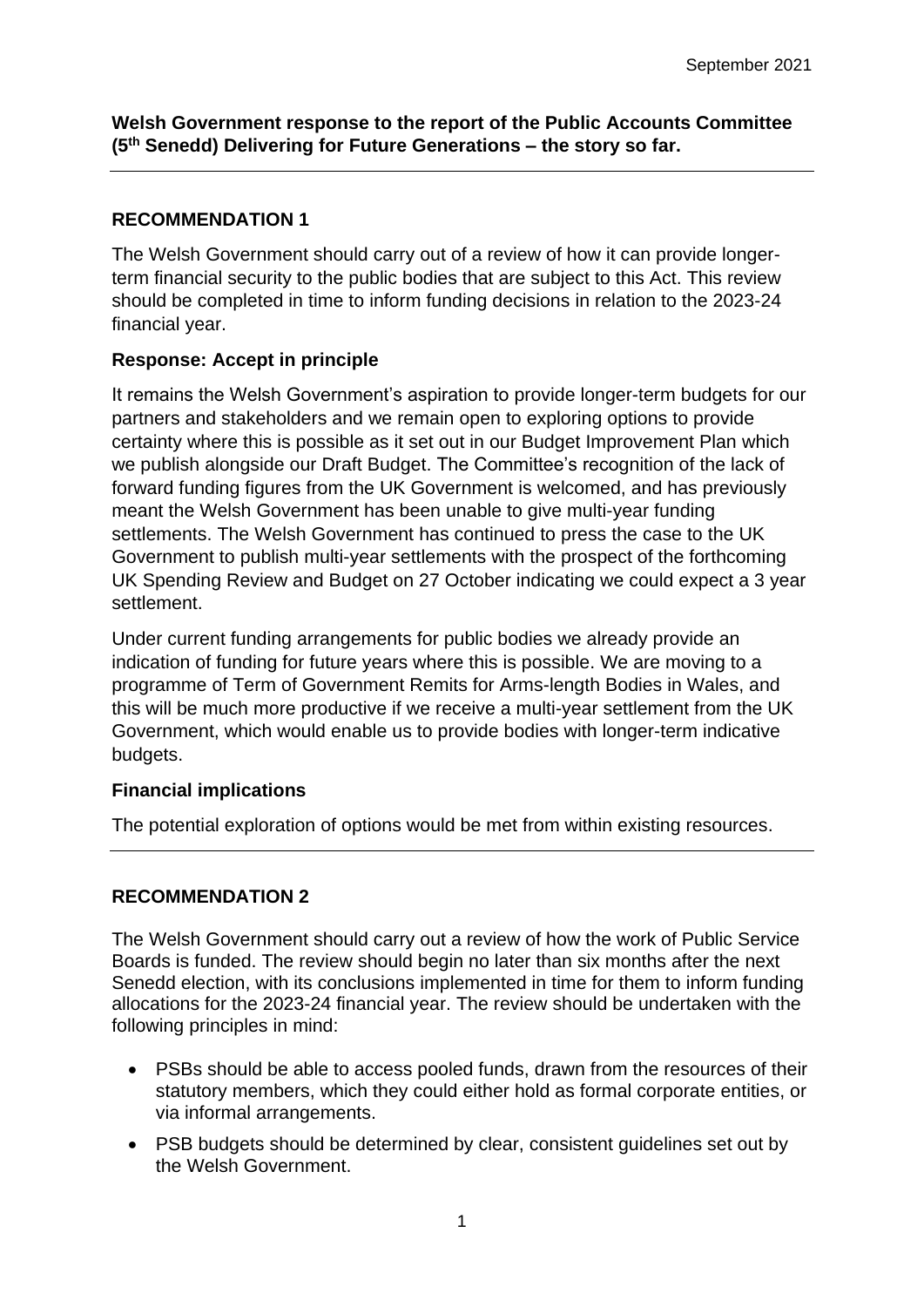September 2021

**Welsh Government response to the report of the Public Accounts Committee (5th Senedd) Delivering for Future Generations – the story so far.**

---

## RECOMMENDATION 1

The Welsh Government should carry out of a review of how it can provide longer-term financial security to the public bodies that are subject to this Act. This review should be completed in time to inform funding decisions in relation to the 2023-24 financial year.

### Response: Accept in principle

It remains the Welsh Government's aspiration to provide longer-term budgets for our partners and stakeholders and we remain open to exploring options to provide certainty where this is possible as it set out in our Budget Improvement Plan which we publish alongside our Draft Budget. The Committee's recognition of the lack of forward funding figures from the UK Government is welcomed, and has previously meant the Welsh Government has been unable to give multi-year funding settlements. The Welsh Government has continued to press the case to the UK Government to publish multi-year settlements with the prospect of the forthcoming UK Spending Review and Budget on 27 October indicating we could expect a 3 year settlement.

Under current funding arrangements for public bodies we already provide an indication of funding for future years where this is possible. We are moving to a programme of Term of Government Remits for Arms-length Bodies in Wales, and this will be much more productive if we receive a multi-year settlement from the UK Government, which would enable us to provide bodies with longer-term indicative budgets.

### Financial implications

The potential exploration of options would be met from within existing resources.

---

## RECOMMENDATION 2

The Welsh Government should carry out a review of how the work of Public Service Boards is funded. The review should begin no later than six months after the next Senedd election, with its conclusions implemented in time for them to inform funding allocations for the 2023-24 financial year. The review should be undertaken with the following principles in mind:

- PSBs should be able to access pooled funds, drawn from the resources of their statutory members, which they could either hold as formal corporate entities, or via informal arrangements.
- PSB budgets should be determined by clear, consistent guidelines set out by the Welsh Government.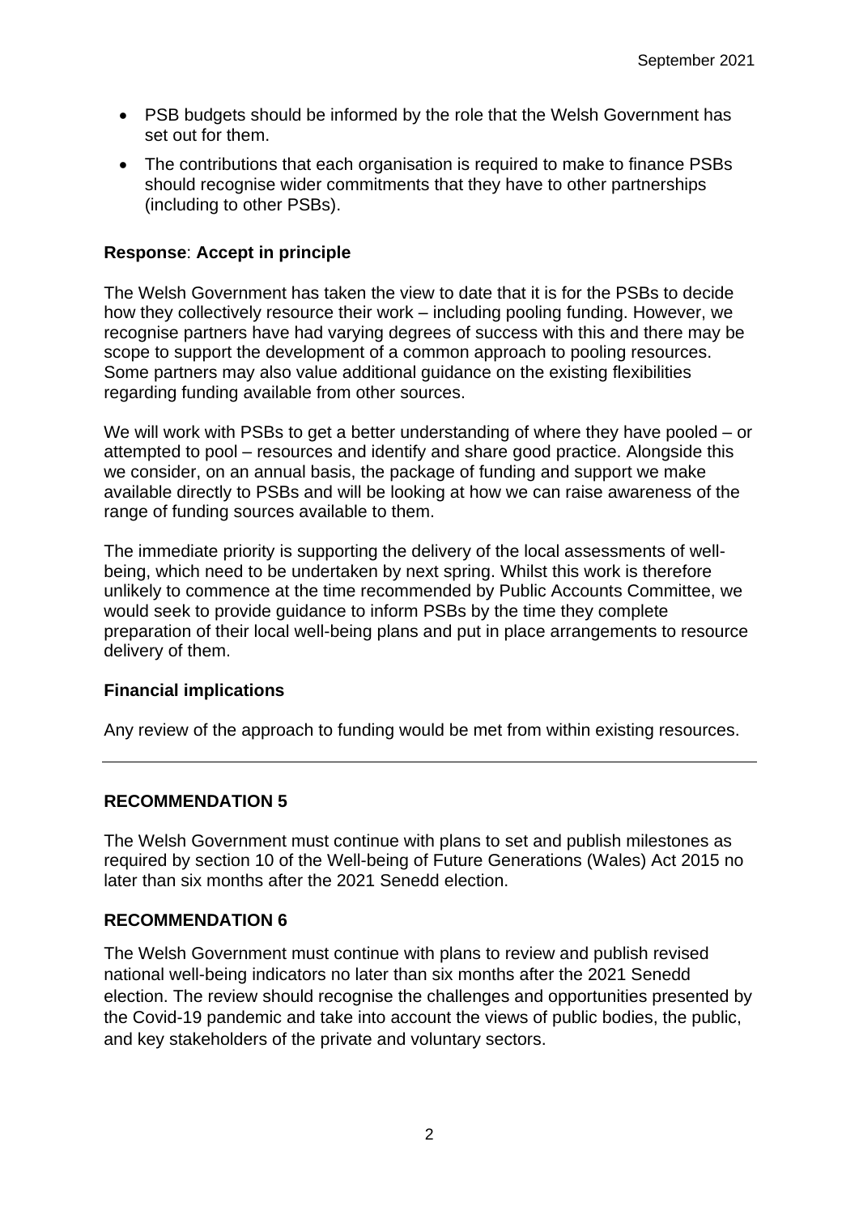- PSB budgets should be informed by the role that the Welsh Government has set out for them.
- The contributions that each organisation is required to make to finance PSBs should recognise wider commitments that they have to other partnerships (including to other PSBs).

**Response**: **Accept in principle**

The Welsh Government has taken the view to date that it is for the PSBs to decide how they collectively resource their work – including pooling funding. However, we recognise partners have had varying degrees of success with this and there may be scope to support the development of a common approach to pooling resources. Some partners may also value additional guidance on the existing flexibilities regarding funding available from other sources.

We will work with PSBs to get a better understanding of where they have pooled – or attempted to pool – resources and identify and share good practice. Alongside this we consider, on an annual basis, the package of funding and support we make available directly to PSBs and will be looking at how we can raise awareness of the range of funding sources available to them.

The immediate priority is supporting the delivery of the local assessments of well-being, which need to be undertaken by next spring. Whilst this work is therefore unlikely to commence at the time recommended by Public Accounts Committee, we would seek to provide guidance to inform PSBs by the time they complete preparation of their local well-being plans and put in place arrangements to resource delivery of them.

**Financial implications**

Any review of the approach to funding would be met from within existing resources.

---

**RECOMMENDATION 5**

The Welsh Government must continue with plans to set and publish milestones as required by section 10 of the Well-being of Future Generations (Wales) Act 2015 no later than six months after the 2021 Senedd election.

**RECOMMENDATION 6**

The Welsh Government must continue with plans to review and publish revised national well-being indicators no later than six months after the 2021 Senedd election. The review should recognise the challenges and opportunities presented by the Covid-19 pandemic and take into account the views of public bodies, the public, and key stakeholders of the private and voluntary sectors.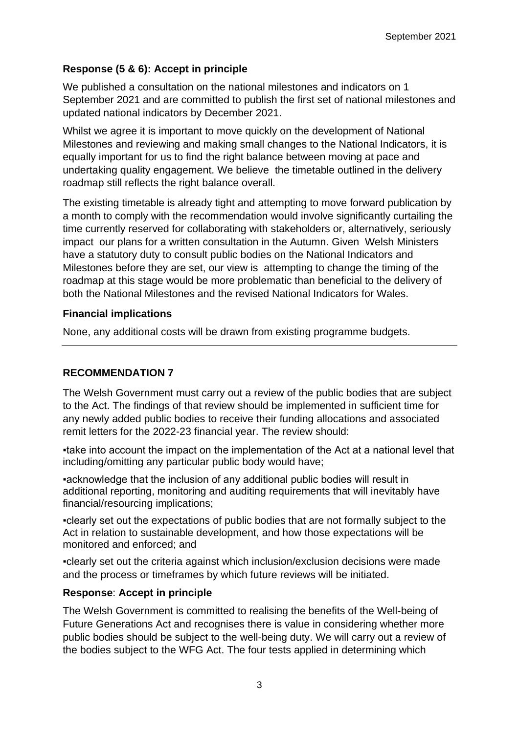**Response (5 & 6): Accept in principle**

We published a consultation on the national milestones and indicators on 1 September 2021 and are committed to publish the first set of national milestones and updated national indicators by December 2021.

Whilst we agree it is important to move quickly on the development of National Milestones and reviewing and making small changes to the National Indicators, it is equally important for us to find the right balance between moving at pace and undertaking quality engagement. We believe the timetable outlined in the delivery roadmap still reflects the right balance overall.

The existing timetable is already tight and attempting to move forward publication by a month to comply with the recommendation would involve significantly curtailing the time currently reserved for collaborating with stakeholders or, alternatively, seriously impact our plans for a written consultation in the Autumn. Given Welsh Ministers have a statutory duty to consult public bodies on the National Indicators and Milestones before they are set, our view is attempting to change the timing of the roadmap at this stage would be more problematic than beneficial to the delivery of both the National Milestones and the revised National Indicators for Wales.

**Financial implications**

None, any additional costs will be drawn from existing programme budgets.

---

**RECOMMENDATION 7**

The Welsh Government must carry out a review of the public bodies that are subject to the Act. The findings of that review should be implemented in sufficient time for any newly added public bodies to receive their funding allocations and associated remit letters for the 2022-23 financial year. The review should:

▪take into account the impact on the implementation of the Act at a national level that including/omitting any particular public body would have;

▪acknowledge that the inclusion of any additional public bodies will result in additional reporting, monitoring and auditing requirements that will inevitably have financial/resourcing implications;

▪clearly set out the expectations of public bodies that are not formally subject to the Act in relation to sustainable development, and how those expectations will be monitored and enforced; and

▪clearly set out the criteria against which inclusion/exclusion decisions were made and the process or timeframes by which future reviews will be initiated.

**Response**: **Accept in principle**

The Welsh Government is committed to realising the benefits of the Well-being of Future Generations Act and recognises there is value in considering whether more public bodies should be subject to the well-being duty. We will carry out a review of the bodies subject to the WFG Act. The four tests applied in determining which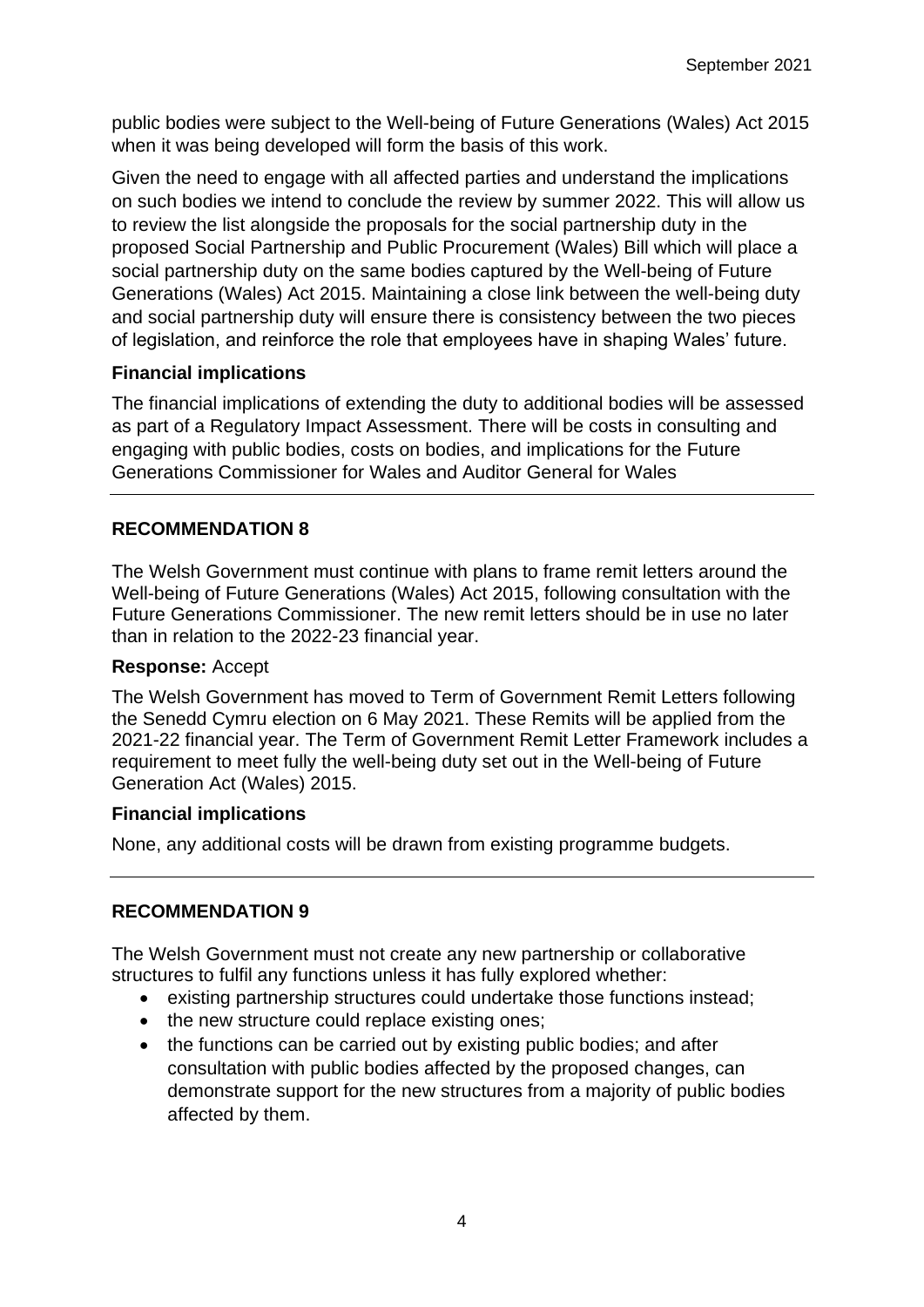public bodies were subject to the Well-being of Future Generations (Wales) Act 2015 when it was being developed will form the basis of this work.

Given the need to engage with all affected parties and understand the implications on such bodies we intend to conclude the review by summer 2022. This will allow us to review the list alongside the proposals for the social partnership duty in the proposed Social Partnership and Public Procurement (Wales) Bill which will place a social partnership duty on the same bodies captured by the Well-being of Future Generations (Wales) Act 2015. Maintaining a close link between the well-being duty and social partnership duty will ensure there is consistency between the two pieces of legislation, and reinforce the role that employees have in shaping Wales' future.

**Financial implications**

The financial implications of extending the duty to additional bodies will be assessed as part of a Regulatory Impact Assessment. There will be costs in consulting and engaging with public bodies, costs on bodies, and implications for the Future Generations Commissioner for Wales and Auditor General for Wales

---

**RECOMMENDATION 8**

The Welsh Government must continue with plans to frame remit letters around the Well-being of Future Generations (Wales) Act 2015, following consultation with the Future Generations Commissioner. The new remit letters should be in use no later than in relation to the 2022-23 financial year.

**Response:** Accept

The Welsh Government has moved to Term of Government Remit Letters following the Senedd Cymru election on 6 May 2021. These Remits will be applied from the 2021-22 financial year. The Term of Government Remit Letter Framework includes a requirement to meet fully the well-being duty set out in the Well-being of Future Generation Act (Wales) 2015.

**Financial implications**

None, any additional costs will be drawn from existing programme budgets.

---

**RECOMMENDATION 9**

The Welsh Government must not create any new partnership or collaborative structures to fulfil any functions unless it has fully explored whether:

- existing partnership structures could undertake those functions instead;
- the new structure could replace existing ones;
- the functions can be carried out by existing public bodies; and after consultation with public bodies affected by the proposed changes, can demonstrate support for the new structures from a majority of public bodies affected by them.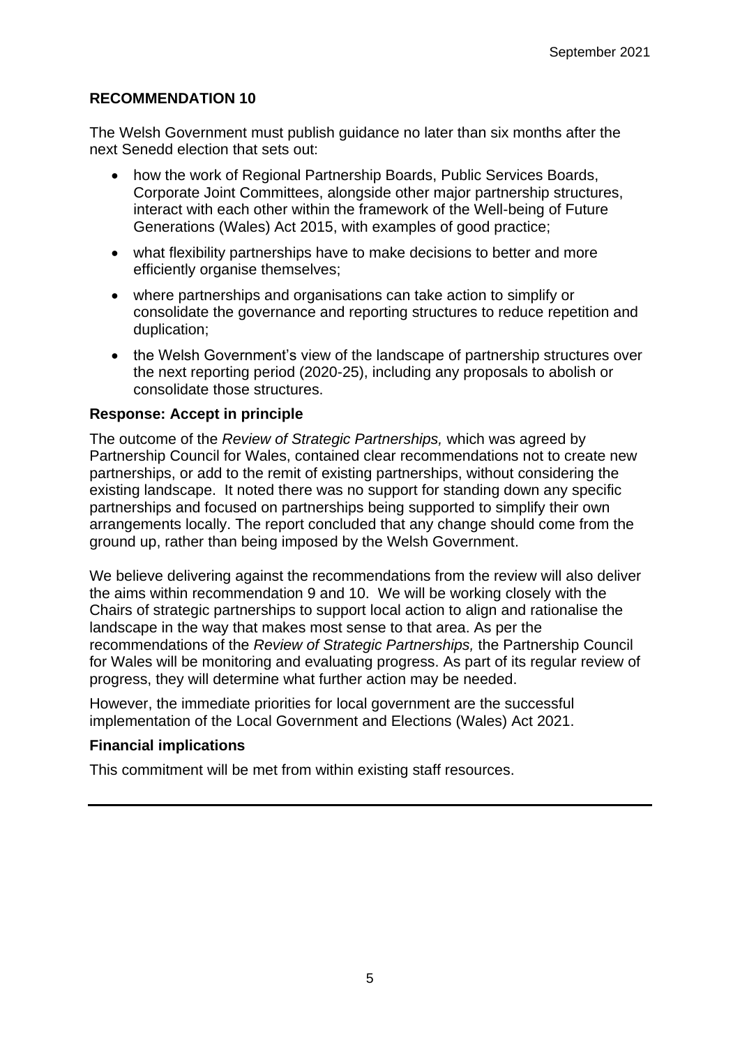## RECOMMENDATION 10

The Welsh Government must publish guidance no later than six months after the next Senedd election that sets out:

- how the work of Regional Partnership Boards, Public Services Boards, Corporate Joint Committees, alongside other major partnership structures, interact with each other within the framework of the Well-being of Future Generations (Wales) Act 2015, with examples of good practice;
- what flexibility partnerships have to make decisions to better and more efficiently organise themselves;
- where partnerships and organisations can take action to simplify or consolidate the governance and reporting structures to reduce repetition and duplication;
- the Welsh Government's view of the landscape of partnership structures over the next reporting period (2020-25), including any proposals to abolish or consolidate those structures.

### Response: Accept in principle

The outcome of the *Review of Strategic Partnerships,* which was agreed by Partnership Council for Wales, contained clear recommendations not to create new partnerships, or add to the remit of existing partnerships, without considering the existing landscape. It noted there was no support for standing down any specific partnerships and focused on partnerships being supported to simplify their own arrangements locally. The report concluded that any change should come from the ground up, rather than being imposed by the Welsh Government.

We believe delivering against the recommendations from the review will also deliver the aims within recommendation 9 and 10. We will be working closely with the Chairs of strategic partnerships to support local action to align and rationalise the landscape in the way that makes most sense to that area. As per the recommendations of the *Review of Strategic Partnerships,* the Partnership Council for Wales will be monitoring and evaluating progress. As part of its regular review of progress, they will determine what further action may be needed.

However, the immediate priorities for local government are the successful implementation of the Local Government and Elections (Wales) Act 2021.

### Financial implications

This commitment will be met from within existing staff resources.